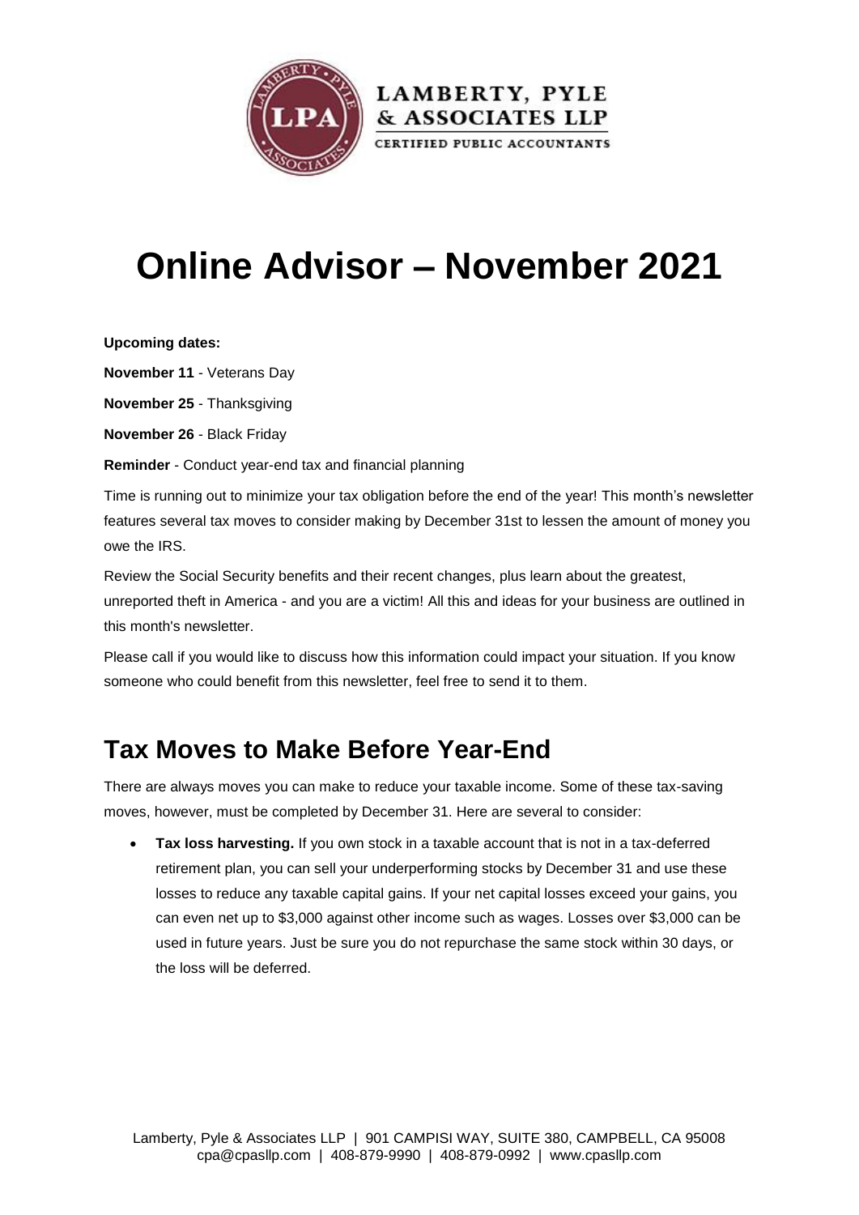# Online Advisor – November 2021

**Upcoming dates:**

**November 11** - Veterans Day

**November 25** - Thanksgiving

**November 26** - Black Friday

**Reminder** - Conduct year-end tax and financial planning

Time is running out to minimize your tax obligation before the end of the year! This month's newsletter features several tax moves to consider making by December 31st to lessen the amount of money you owe the IRS.

Review the Social Security benefits and their recent changes, plus learn about the greatest, unreported theft in America - and you are a victim! All this and ideas for your business are outlined in this month's newsletter.

Please call if you would like to discuss how this information could impact your situation. If you know someone who could benefit from this newsletter, feel free to send it to them.

## Tax Moves to Make Before Year-End

There are always moves you can make to reduce your taxable income. Some of these tax-saving moves, however, must be completed by December 31. Here are several to consider:

- **Tax loss harvesting.** If you own stock in a taxable account that is not in a tax-deferred retirement plan, you can sell your underperforming stocks by December 31 and use these losses to reduce any taxable capital gains. If your net capital losses exceed your gains, you can even net up to $3,000 against other income such as wages. Losses over $3,000 can be used in future years. Just be sure you do not repurchase the same stock within 30 days, or the loss will be deferred.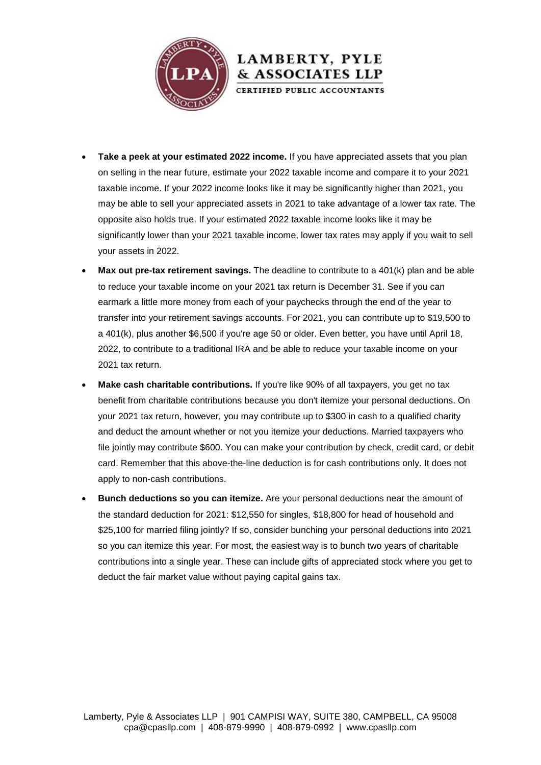- **Take a peek at your estimated 2022 income.** If you have appreciated assets that you plan on selling in the near future, estimate your 2022 taxable income and compare it to your 2021 taxable income. If your 2022 income looks like it may be significantly higher than 2021, you may be able to sell your appreciated assets in 2021 to take advantage of a lower tax rate. The opposite also holds true. If your estimated 2022 taxable income looks like it may be significantly lower than your 2021 taxable income, lower tax rates may apply if you wait to sell your assets in 2022.
- **Max out pre-tax retirement savings.** The deadline to contribute to a 401(k) plan and be able to reduce your taxable income on your 2021 tax return is December 31. See if you can earmark a little more money from each of your paychecks through the end of the year to transfer into your retirement savings accounts. For 2021, you can contribute up to $19,500 to a 401(k), plus another $6,500 if you're age 50 or older. Even better, you have until April 18, 2022, to contribute to a traditional IRA and be able to reduce your taxable income on your 2021 tax return.
- **Make cash charitable contributions.** If you're like 90% of all taxpayers, you get no tax benefit from charitable contributions because you don't itemize your personal deductions. On your 2021 tax return, however, you may contribute up to $300 in cash to a qualified charity and deduct the amount whether or not you itemize your deductions. Married taxpayers who file jointly may contribute $600. You can make your contribution by check, credit card, or debit card. Remember that this above-the-line deduction is for cash contributions only. It does not apply to non-cash contributions.
- **Bunch deductions so you can itemize.** Are your personal deductions near the amount of the standard deduction for 2021: $12,550 for singles, $18,800 for head of household and $25,100 for married filing jointly? If so, consider bunching your personal deductions into 2021 so you can itemize this year. For most, the easiest way is to bunch two years of charitable contributions into a single year. These can include gifts of appreciated stock where you get to deduct the fair market value without paying capital gains tax.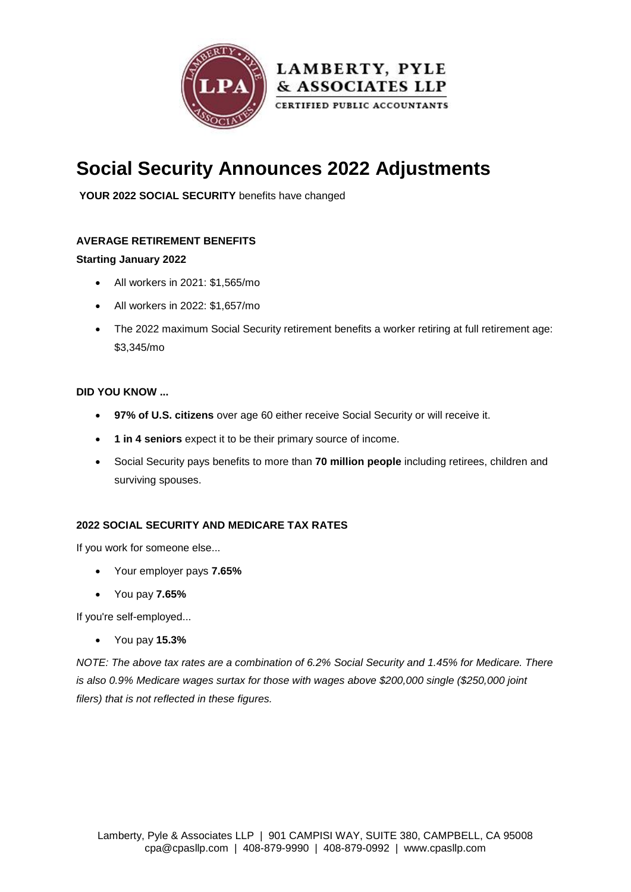LAMBERTY, PYLE & ASSOCIATES LLP

CERTIFIED PUBLIC ACCOUNTANTS

# Social Security Announces 2022 Adjustments

**YOUR 2022 SOCIAL SECURITY** benefits have changed

**AVERAGE RETIREMENT BENEFITS**

**Starting January 2022**

- All workers in 2021: $1,565/mo
- All workers in 2022: $1,657/mo
- The 2022 maximum Social Security retirement benefits a worker retiring at full retirement age: $3,345/mo

**DID YOU KNOW ...**

- **97% of U.S. citizens** over age 60 either receive Social Security or will receive it.
- **1 in 4 seniors** expect it to be their primary source of income.
- Social Security pays benefits to more than **70 million people** including retirees, children and surviving spouses.

**2022 SOCIAL SECURITY AND MEDICARE TAX RATES**

If you work for someone else...

- Your employer pays **7.65%**
- You pay **7.65%**

If you're self-employed...

- You pay **15.3%**

*NOTE: The above tax rates are a combination of 6.2% Social Security and 1.45% for Medicare. There is also 0.9% Medicare wages surtax for those with wages above $200,000 single ($250,000 joint filers) that is not reflected in these figures.*

Lamberty, Pyle & Associates LLP | 901 CAMPISI WAY, SUITE 380, CAMPBELL, CA 95008
cpa@cpasllp.com | 408-879-9990 | 408-879-0992 | www.cpasllp.com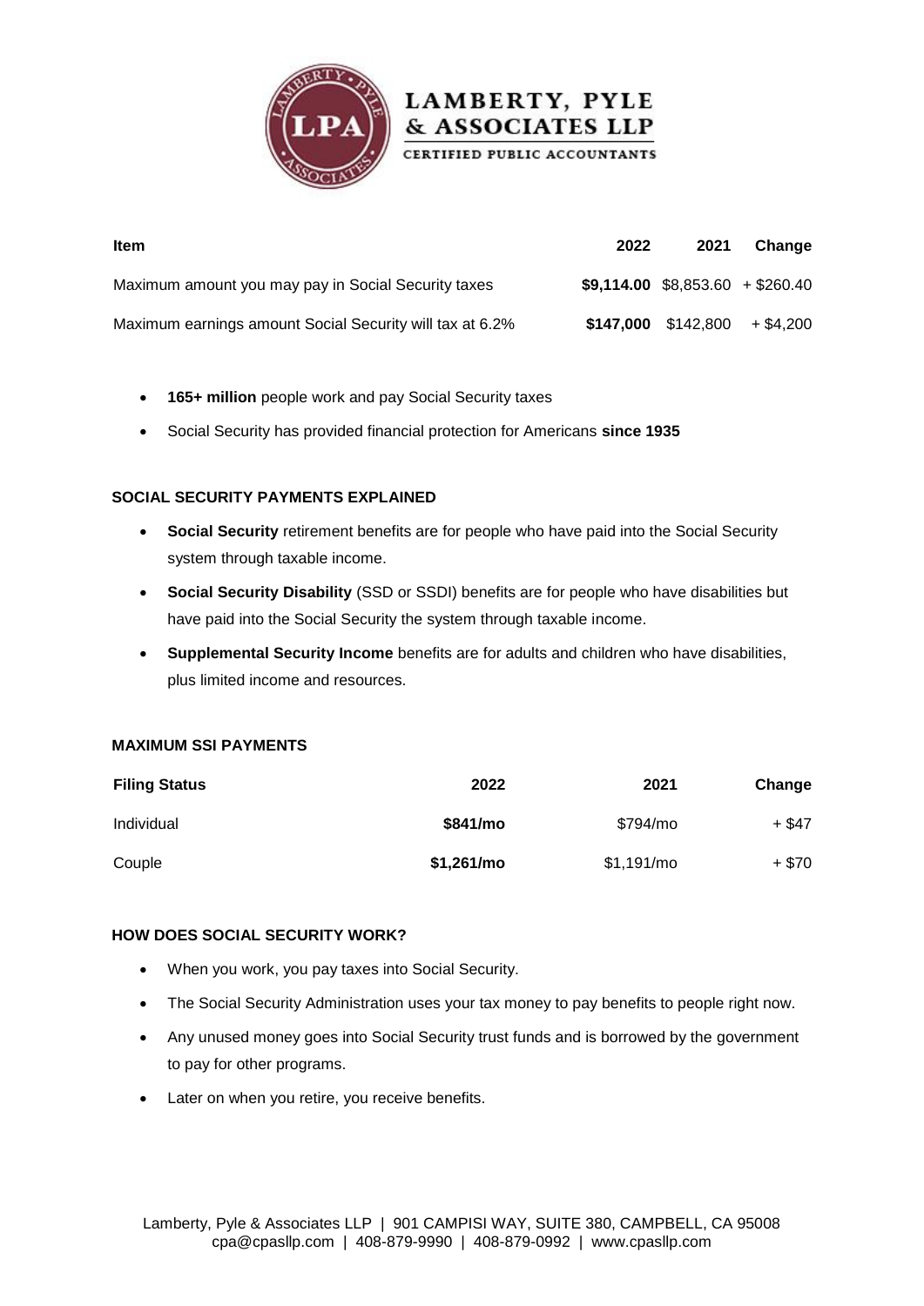| Item | 2022 | 2021 | Change |
| --- | --- | --- | --- |
| Maximum amount you may pay in Social Security taxes | **$9,114.00** | $8,853.60 | + $260.40 |
| Maximum earnings amount Social Security will tax at 6.2% | **$147,000** | $142,800 | + $4,200 |

- **165+ million** people work and pay Social Security taxes
- Social Security has provided financial protection for Americans **since 1935**

#### SOCIAL SECURITY PAYMENTS EXPLAINED

- **Social Security** retirement benefits are for people who have paid into the Social Security system through taxable income.
- **Social Security Disability** (SSD or SSDI) benefits are for people who have disabilities but have paid into the Social Security the system through taxable income.
- **Supplemental Security Income** benefits are for adults and children who have disabilities, plus limited income and resources.

#### MAXIMUM SSI PAYMENTS

| Filing Status | 2022 | 2021 | Change |
| --- | --- | --- | --- |
| Individual | **$841/mo** | $794/mo | + $47 |
| Couple | **$1,261/mo** | $1,191/mo | + $70 |

#### HOW DOES SOCIAL SECURITY WORK?

- When you work, you pay taxes into Social Security.
- The Social Security Administration uses your tax money to pay benefits to people right now.
- Any unused money goes into Social Security trust funds and is borrowed by the government to pay for other programs.
- Later on when you retire, you receive benefits.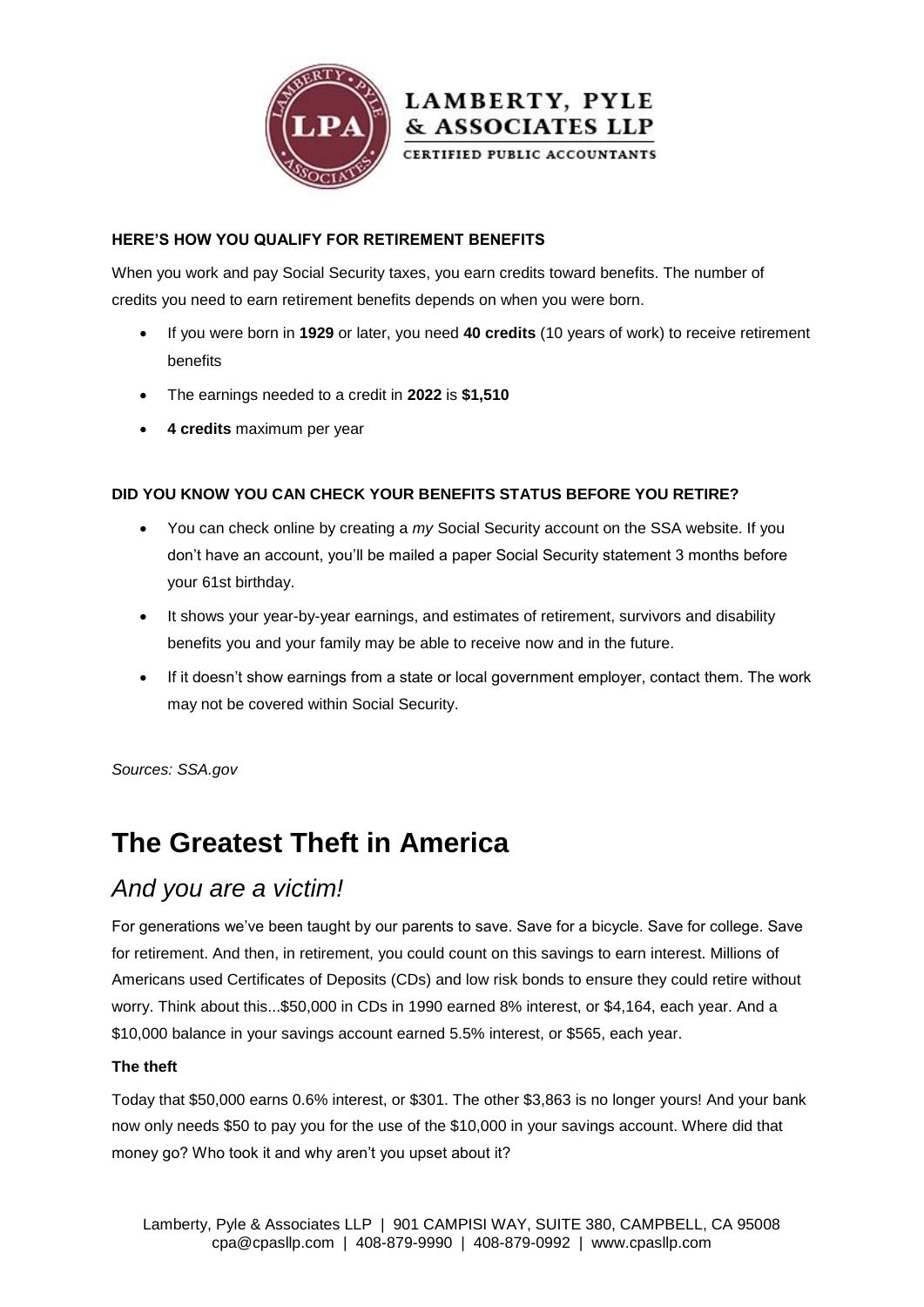**HERE'S HOW YOU QUALIFY FOR RETIREMENT BENEFITS**

When you work and pay Social Security taxes, you earn credits toward benefits. The number of credits you need to earn retirement benefits depends on when you were born.

- If you were born in **1929** or later, you need **40 credits** (10 years of work) to receive retirement benefits
- The earnings needed to a credit in **2022** is **$1,510**
- **4 credits** maximum per year

**DID YOU KNOW YOU CAN CHECK YOUR BENEFITS STATUS BEFORE YOU RETIRE?**

- You can check online by creating a *my* Social Security account on the SSA website. If you don't have an account, you'll be mailed a paper Social Security statement 3 months before your 61st birthday.
- It shows your year-by-year earnings, and estimates of retirement, survivors and disability benefits you and your family may be able to receive now and in the future.
- If it doesn't show earnings from a state or local government employer, contact them. The work may not be covered within Social Security.

*Sources: SSA.gov*

# The Greatest Theft in America

## *And you are a victim!*

For generations we've been taught by our parents to save. Save for a bicycle. Save for college. Save for retirement. And then, in retirement, you could count on this savings to earn interest. Millions of Americans used Certificates of Deposits (CDs) and low risk bonds to ensure they could retire without worry. Think about this...$50,000 in CDs in 1990 earned 8% interest, or $4,164, each year. And a $10,000 balance in your savings account earned 5.5% interest, or $565, each year.

**The theft**

Today that $50,000 earns 0.6% interest, or $301. The other $3,863 is no longer yours! And your bank now only needs $50 to pay you for the use of the $10,000 in your savings account. Where did that money go? Who took it and why aren't you upset about it?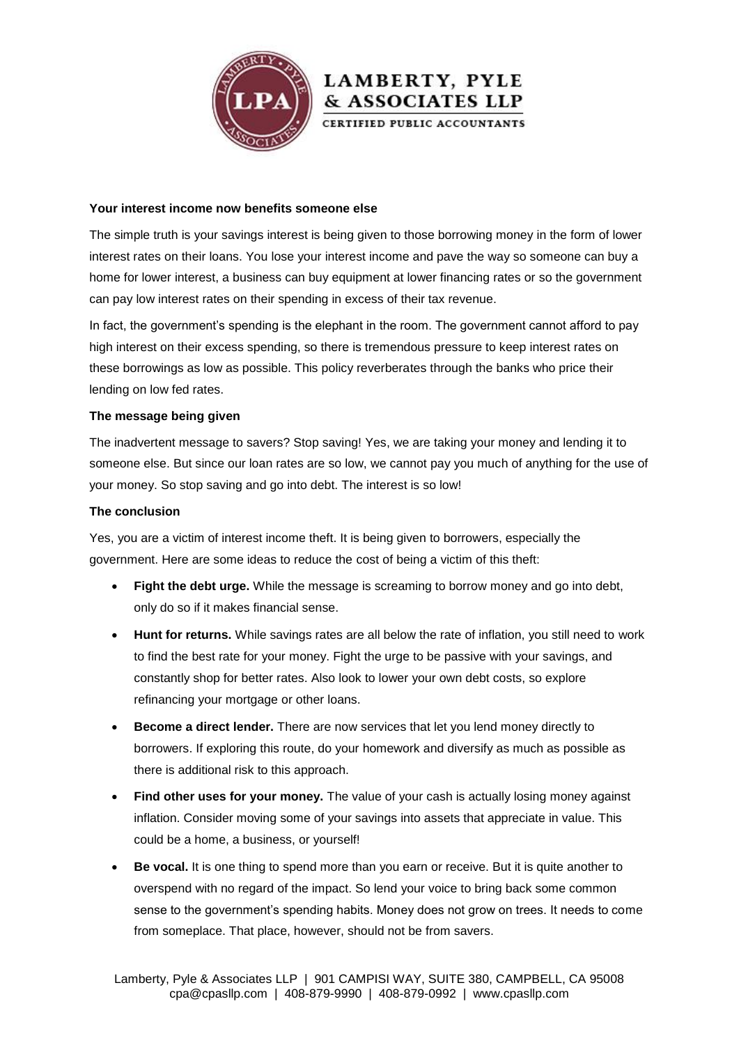### Your interest income now benefits someone else

The simple truth is your savings interest is being given to those borrowing money in the form of lower interest rates on their loans. You lose your interest income and pave the way so someone can buy a home for lower interest, a business can buy equipment at lower financing rates or so the government can pay low interest rates on their spending in excess of their tax revenue.

In fact, the government's spending is the elephant in the room. The government cannot afford to pay high interest on their excess spending, so there is tremendous pressure to keep interest rates on these borrowings as low as possible. This policy reverberates through the banks who price their lending on low fed rates.

### The message being given

The inadvertent message to savers? Stop saving! Yes, we are taking your money and lending it to someone else. But since our loan rates are so low, we cannot pay you much of anything for the use of your money. So stop saving and go into debt. The interest is so low!

### The conclusion

Yes, you are a victim of interest income theft. It is being given to borrowers, especially the government. Here are some ideas to reduce the cost of being a victim of this theft:

- **Fight the debt urge.** While the message is screaming to borrow money and go into debt, only do so if it makes financial sense.
- **Hunt for returns.** While savings rates are all below the rate of inflation, you still need to work to find the best rate for your money. Fight the urge to be passive with your savings, and constantly shop for better rates. Also look to lower your own debt costs, so explore refinancing your mortgage or other loans.
- **Become a direct lender.** There are now services that let you lend money directly to borrowers. If exploring this route, do your homework and diversify as much as possible as there is additional risk to this approach.
- **Find other uses for your money.** The value of your cash is actually losing money against inflation. Consider moving some of your savings into assets that appreciate in value. This could be a home, a business, or yourself!
- **Be vocal.** It is one thing to spend more than you earn or receive. But it is quite another to overspend with no regard of the impact. So lend your voice to bring back some common sense to the government's spending habits. Money does not grow on trees. It needs to come from someplace. That place, however, should not be from savers.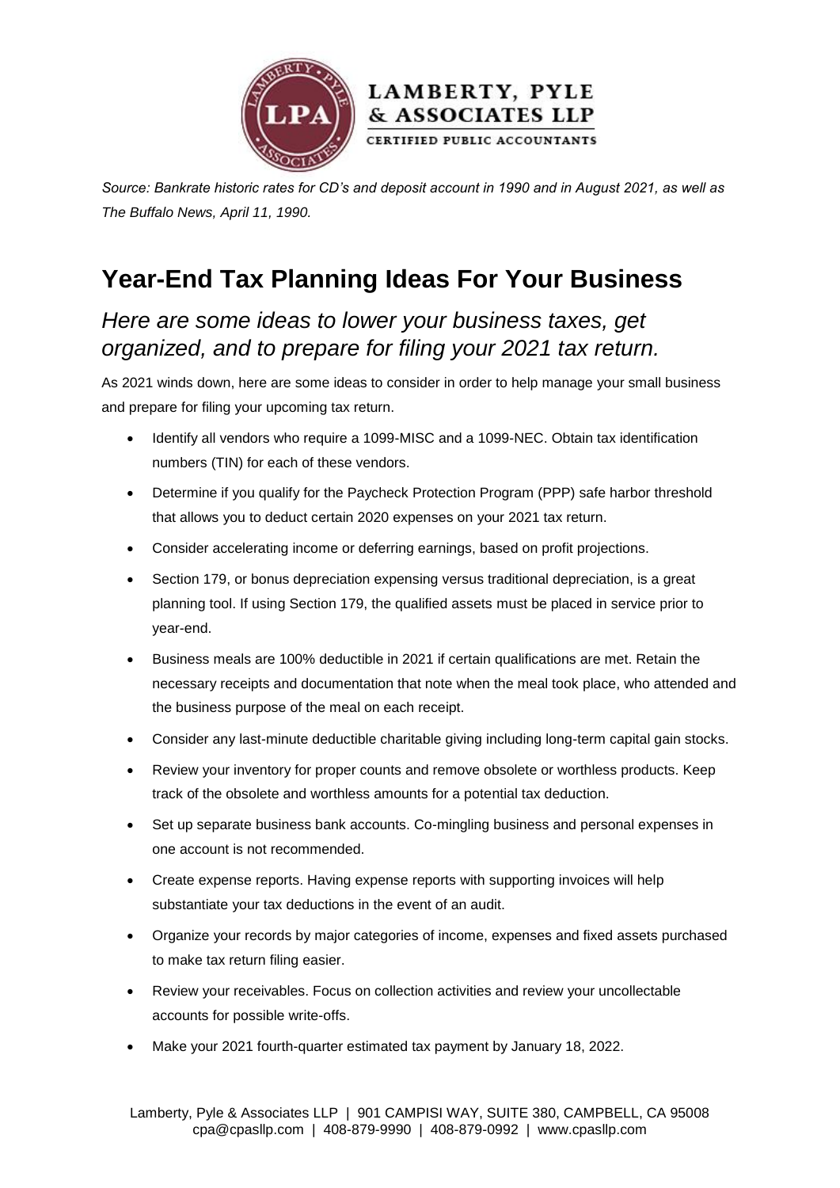*Source: Bankrate historic rates for CD's and deposit account in 1990 and in August 2021, as well as The Buffalo News, April 11, 1990.*

# Year-End Tax Planning Ideas For Your Business

## *Here are some ideas to lower your business taxes, get organized, and to prepare for filing your 2021 tax return.*

As 2021 winds down, here are some ideas to consider in order to help manage your small business and prepare for filing your upcoming tax return.

- Identify all vendors who require a 1099-MISC and a 1099-NEC. Obtain tax identification numbers (TIN) for each of these vendors.
- Determine if you qualify for the Paycheck Protection Program (PPP) safe harbor threshold that allows you to deduct certain 2020 expenses on your 2021 tax return.
- Consider accelerating income or deferring earnings, based on profit projections.
- Section 179, or bonus depreciation expensing versus traditional depreciation, is a great planning tool. If using Section 179, the qualified assets must be placed in service prior to year-end.
- Business meals are 100% deductible in 2021 if certain qualifications are met. Retain the necessary receipts and documentation that note when the meal took place, who attended and the business purpose of the meal on each receipt.
- Consider any last-minute deductible charitable giving including long-term capital gain stocks.
- Review your inventory for proper counts and remove obsolete or worthless products. Keep track of the obsolete and worthless amounts for a potential tax deduction.
- Set up separate business bank accounts. Co-mingling business and personal expenses in one account is not recommended.
- Create expense reports. Having expense reports with supporting invoices will help substantiate your tax deductions in the event of an audit.
- Organize your records by major categories of income, expenses and fixed assets purchased to make tax return filing easier.
- Review your receivables. Focus on collection activities and review your uncollectable accounts for possible write-offs.
- Make your 2021 fourth-quarter estimated tax payment by January 18, 2022.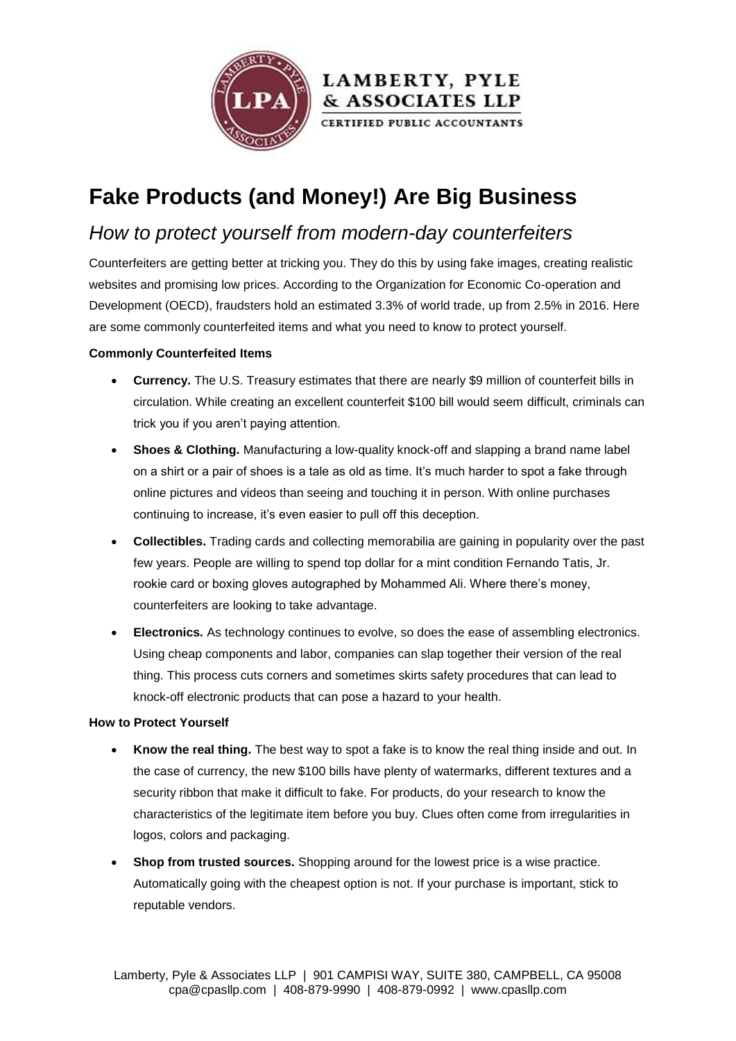LAMBERTY, PYLE & ASSOCIATES LLP

CERTIFIED PUBLIC ACCOUNTANTS

# Fake Products (and Money!) Are Big Business

## *How to protect yourself from modern-day counterfeiters*

Counterfeiters are getting better at tricking you. They do this by using fake images, creating realistic websites and promising low prices. According to the Organization for Economic Co-operation and Development (OECD), fraudsters hold an estimated 3.3% of world trade, up from 2.5% in 2016. Here are some commonly counterfeited items and what you need to know to protect yourself.

**Commonly Counterfeited Items**

- **Currency.** The U.S. Treasury estimates that there are nearly $9 million of counterfeit bills in circulation. While creating an excellent counterfeit $100 bill would seem difficult, criminals can trick you if you aren't paying attention.
- **Shoes & Clothing.** Manufacturing a low-quality knock-off and slapping a brand name label on a shirt or a pair of shoes is a tale as old as time. It's much harder to spot a fake through online pictures and videos than seeing and touching it in person. With online purchases continuing to increase, it's even easier to pull off this deception.
- **Collectibles.** Trading cards and collecting memorabilia are gaining in popularity over the past few years. People are willing to spend top dollar for a mint condition Fernando Tatis, Jr. rookie card or boxing gloves autographed by Mohammed Ali. Where there's money, counterfeiters are looking to take advantage.
- **Electronics.** As technology continues to evolve, so does the ease of assembling electronics. Using cheap components and labor, companies can slap together their version of the real thing. This process cuts corners and sometimes skirts safety procedures that can lead to knock-off electronic products that can pose a hazard to your health.

**How to Protect Yourself**

- **Know the real thing.** The best way to spot a fake is to know the real thing inside and out. In the case of currency, the new $100 bills have plenty of watermarks, different textures and a security ribbon that make it difficult to fake. For products, do your research to know the characteristics of the legitimate item before you buy. Clues often come from irregularities in logos, colors and packaging.
- **Shop from trusted sources.** Shopping around for the lowest price is a wise practice. Automatically going with the cheapest option is not. If your purchase is important, stick to reputable vendors.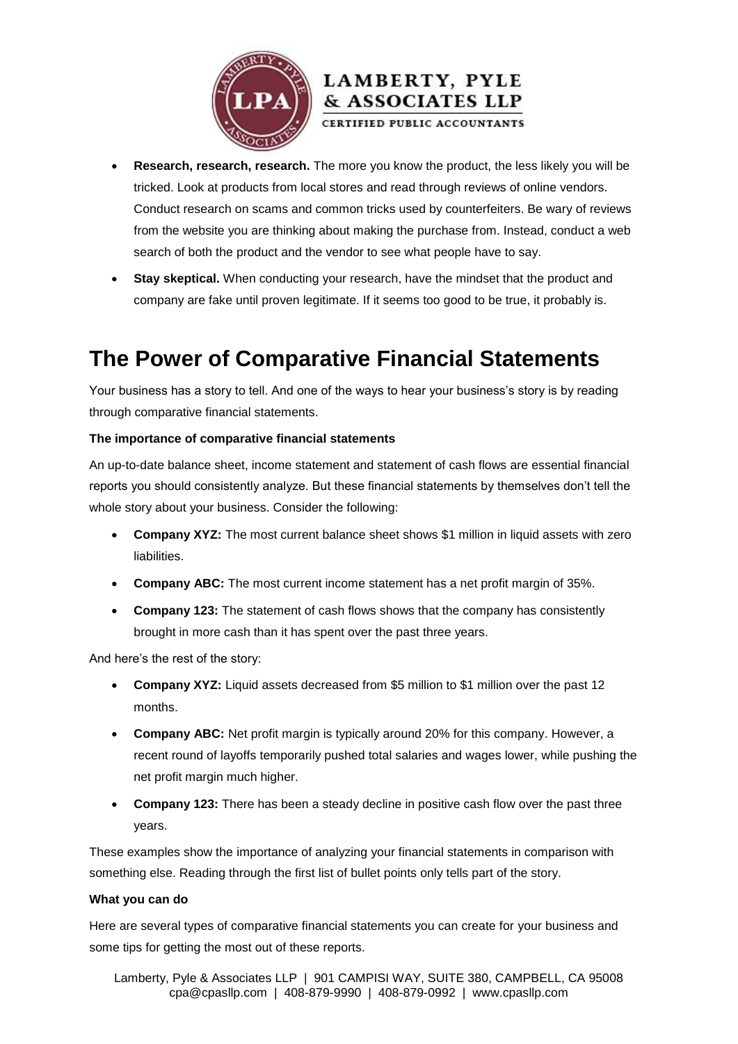- **Research, research, research.** The more you know the product, the less likely you will be tricked. Look at products from local stores and read through reviews of online vendors. Conduct research on scams and common tricks used by counterfeiters. Be wary of reviews from the website you are thinking about making the purchase from. Instead, conduct a web search of both the product and the vendor to see what people have to say.
- **Stay skeptical.** When conducting your research, have the mindset that the product and company are fake until proven legitimate. If it seems too good to be true, it probably is.

# The Power of Comparative Financial Statements

Your business has a story to tell. And one of the ways to hear your business's story is by reading through comparative financial statements.

**The importance of comparative financial statements**

An up-to-date balance sheet, income statement and statement of cash flows are essential financial reports you should consistently analyze. But these financial statements by themselves don't tell the whole story about your business. Consider the following:

- **Company XYZ:** The most current balance sheet shows $1 million in liquid assets with zero liabilities.
- **Company ABC:** The most current income statement has a net profit margin of 35%.
- **Company 123:** The statement of cash flows shows that the company has consistently brought in more cash than it has spent over the past three years.

And here's the rest of the story:

- **Company XYZ:** Liquid assets decreased from $5 million to $1 million over the past 12 months.
- **Company ABC:** Net profit margin is typically around 20% for this company. However, a recent round of layoffs temporarily pushed total salaries and wages lower, while pushing the net profit margin much higher.
- **Company 123:** There has been a steady decline in positive cash flow over the past three years.

These examples show the importance of analyzing your financial statements in comparison with something else. Reading through the first list of bullet points only tells part of the story.

**What you can do**

Here are several types of comparative financial statements you can create for your business and some tips for getting the most out of these reports.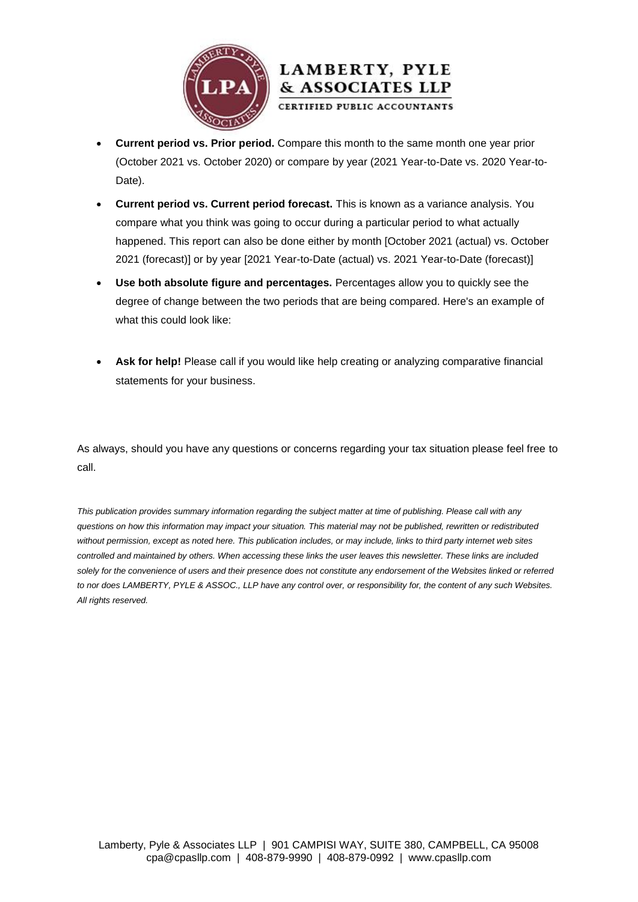- **Current period vs. Prior period.** Compare this month to the same month one year prior (October 2021 vs. October 2020) or compare by year (2021 Year-to-Date vs. 2020 Year-to-Date).
- **Current period vs. Current period forecast.** This is known as a variance analysis. You compare what you think was going to occur during a particular period to what actually happened. This report can also be done either by month [October 2021 (actual) vs. October 2021 (forecast)] or by year [2021 Year-to-Date (actual) vs. 2021 Year-to-Date (forecast)]
- **Use both absolute figure and percentages.** Percentages allow you to quickly see the degree of change between the two periods that are being compared. Here's an example of what this could look like:
- **Ask for help!** Please call if you would like help creating or analyzing comparative financial statements for your business.

As always, should you have any questions or concerns regarding your tax situation please feel free to call.

*This publication provides summary information regarding the subject matter at time of publishing. Please call with any questions on how this information may impact your situation. This material may not be published, rewritten or redistributed without permission, except as noted here. This publication includes, or may include, links to third party internet web sites controlled and maintained by others. When accessing these links the user leaves this newsletter. These links are included solely for the convenience of users and their presence does not constitute any endorsement of the Websites linked or referred to nor does LAMBERTY, PYLE & ASSOC., LLP have any control over, or responsibility for, the content of any such Websites. All rights reserved.*